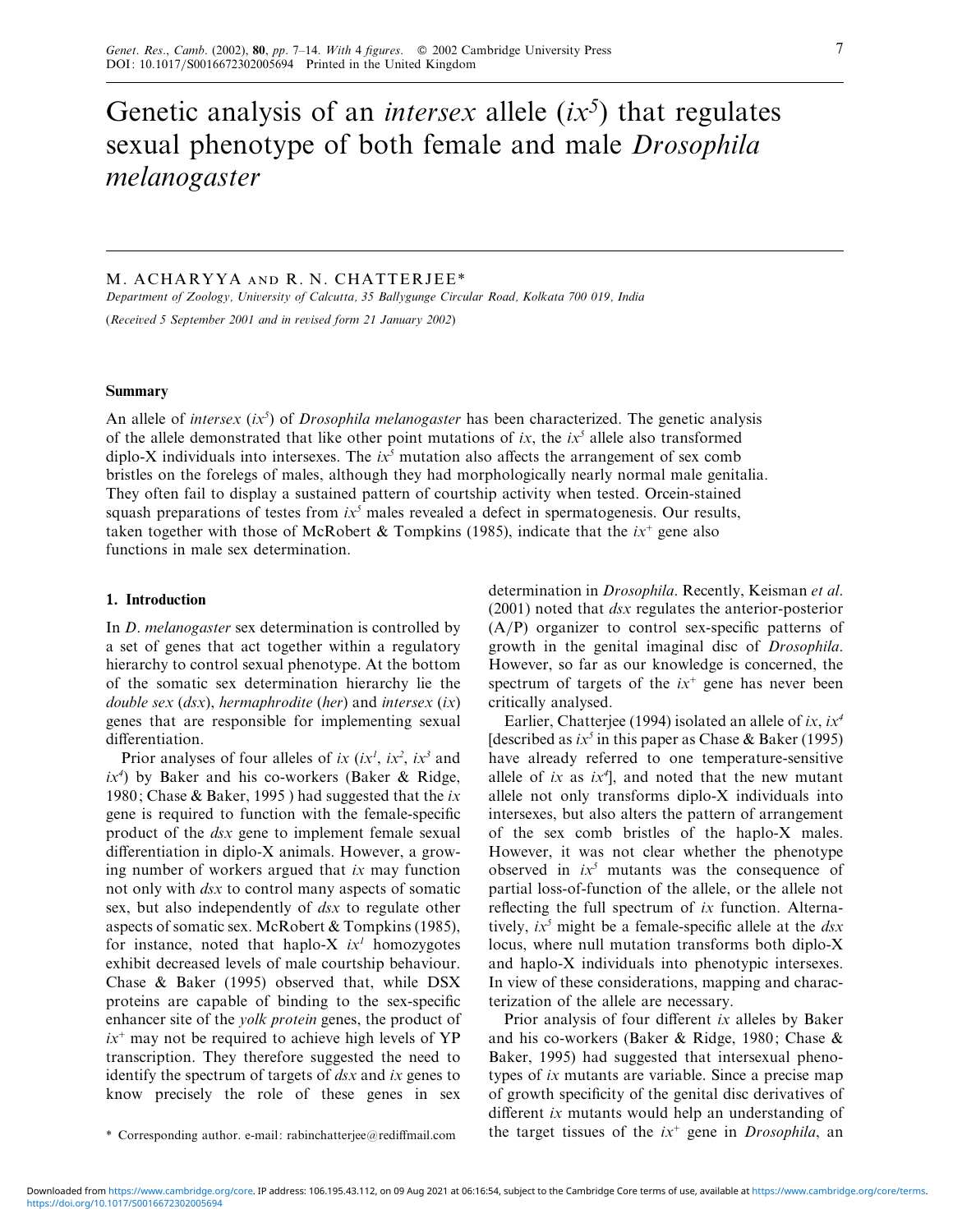# Genetic analysis of an *intersex* allele ($ix^5$) that regulates sexual phenotype of both female and male *Drosophila melanogaster*

M. ACHARYYA AND R. N. CHATTERJEE*

*Department of Zoology, University of Calcutta, 35 Ballygunge Circular Road, Kolkata 700 019, India*

(*Received 5 September 2001 and in revised form 21 January 2002*)

## Summary

An allele of *intersex* ($ix^5$) of *Drosophila melanogaster* has been characterized. The genetic analysis of the allele demonstrated that like other point mutations of *ix*, the $ix^5$ allele also transformed diplo-X individuals into intersexes. The $ix^5$ mutation also affects the arrangement of sex comb bristles on the forelegs of males, although they had morphologically nearly normal male genitalia. They often fail to display a sustained pattern of courtship activity when tested. Orcein-stained squash preparations of testes from $ix^5$ males revealed a defect in spermatogenesis. Our results, taken together with those of McRobert & Tompkins (1985), indicate that the $ix^+$ gene also functions in male sex determination.

## 1. Introduction

In *D. melanogaster* sex determination is controlled by a set of genes that act together within a regulatory hierarchy to control sexual phenotype. At the bottom of the somatic sex determination hierarchy lie the *double sex* (*dsx*), *hermaphrodite* (*her*) and *intersex* (*ix*) genes that are responsible for implementing sexual differentiation.

Prior analyses of four alleles of *ix* ($ix^1$, $ix^2$, $ix^3$ and $ix^4$) by Baker and his co-workers (Baker & Ridge, 1980; Chase & Baker, 1995 ) had suggested that the *ix* gene is required to function with the female-specific product of the *dsx* gene to implement female sexual differentiation in diplo-X animals. However, a growing number of workers argued that *ix* may function not only with *dsx* to control many aspects of somatic sex, but also independently of *dsx* to regulate other aspects of somatic sex. McRobert & Tompkins (1985), for instance, noted that haplo-X $ix^1$ homozygotes exhibit decreased levels of male courtship behaviour. Chase & Baker (1995) observed that, while DSX proteins are capable of binding to the sex-specific enhancer site of the *yolk protein* genes, the product of $ix^+$ may not be required to achieve high levels of YP transcription. They therefore suggested the need to identify the spectrum of targets of *dsx* and *ix* genes to know precisely the role of these genes in sex determination in *Drosophila*. Recently, Keisman *et al.* (2001) noted that *dsx* regulates the anterior-posterior (A/P) organizer to control sex-specific patterns of growth in the genital imaginal disc of *Drosophila*. However, so far as our knowledge is concerned, the spectrum of targets of the $ix^+$ gene has never been critically analysed.

Earlier, Chatterjee (1994) isolated an allele of *ix*, $ix^4$ [described as $ix^5$ in this paper as Chase & Baker (1995) have already referred to one temperature-sensitive allele of *ix* as $ix^4$], and noted that the new mutant allele not only transforms diplo-X individuals into intersexes, but also alters the pattern of arrangement of the sex comb bristles of the haplo-X males. However, it was not clear whether the phenotype observed in $ix^5$ mutants was the consequence of partial loss-of-function of the allele, or the allele not reflecting the full spectrum of *ix* function. Alternatively, $ix^5$ might be a female-specific allele at the *dsx* locus, where null mutation transforms both diplo-X and haplo-X individuals into phenotypic intersexes. In view of these considerations, mapping and characterization of the allele are necessary.

Prior analysis of four different *ix* alleles by Baker and his co-workers (Baker & Ridge, 1980; Chase & Baker, 1995) had suggested that intersexual phenotypes of *ix* mutants are variable. Since a precise map of growth specificity of the genital disc derivatives of different *ix* mutants would help an understanding of the target tissues of the $ix^+$ gene in *Drosophila*, an

\* Corresponding author. e-mail: rabinchatterjee@rediffmail.com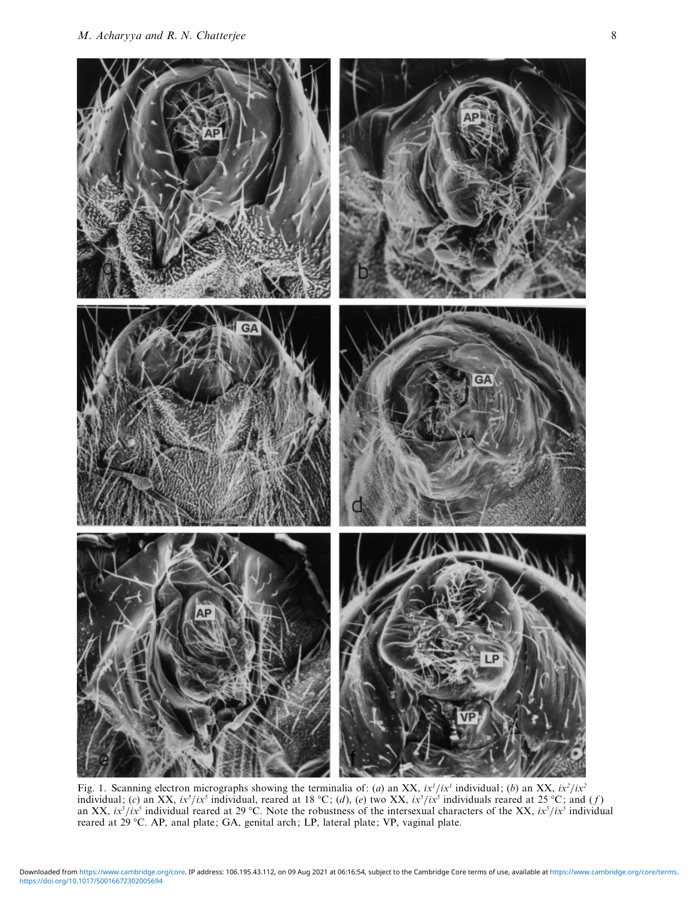Fig. 1. Scanning electron micrographs showing the terminalia of: (*a*) an XX, $ix^1/ix^1$ individual; (*b*) an XX, $ix^2/ix^2$ individual; (*c*) an XX, $ix^5/ix^5$ individual, reared at 18 °C; (*d*), (*e*) two XX, $ix^5/ix^5$ individuals reared at 25 °C; and (*f*) an XX, $ix^5/ix^5$ individual reared at 29 °C. Note the robustness of the intersexual characters of the XX, $ix^5/ix^5$ individual reared at 29 °C. AP, anal plate; GA, genital arch; LP, lateral plate; VP, vaginal plate.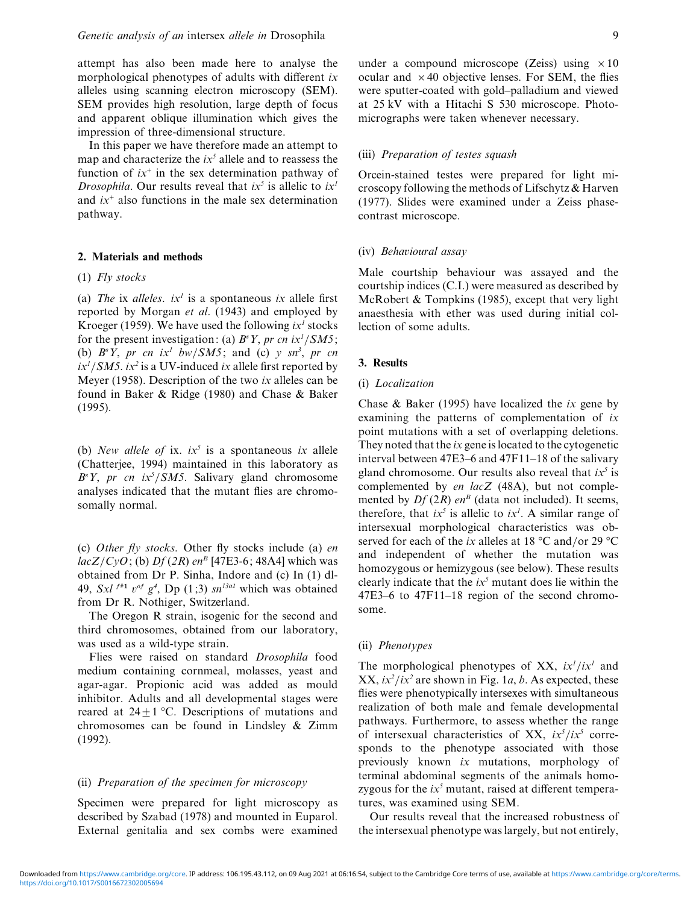attempt has also been made here to analyse the morphological phenotypes of adults with different *ix* alleles using scanning electron microscopy (SEM). SEM provides high resolution, large depth of focus and apparent oblique illumination which gives the impression of three-dimensional structure.

In this paper we have therefore made an attempt to map and characterize the $ix^5$ allele and to reassess the function of $ix^+$ in the sex determination pathway of *Drosophila*. Our results reveal that $ix^5$ is allelic to $ix^1$ and $ix^+$ also functions in the male sex determination pathway.

## 2. Materials and methods

### (1) *Fly stocks*

(a) *The* ix *alleles*. $ix^1$ is a spontaneous *ix* allele first reported by Morgan *et al*. (1943) and employed by Kroeger (1959). We have used the following $ix^1$ stocks for the present investigation: (a) $B^sY$, *pr cn* $ix^1/SM5$; (b) $B^sY$, *pr cn* $ix^1$ *bw*/*SM5*; and (c) *y* $sn^3$, *pr cn* $ix^1/SM5$. $ix^2$ is a UV-induced *ix* allele first reported by Meyer (1958). Description of the two *ix* alleles can be found in Baker & Ridge (1980) and Chase & Baker (1995).

(b) *New allele of* ix. $ix^5$ is a spontaneous *ix* allele (Chatterjee, 1994) maintained in this laboratory as $B^sY$, *pr cn* $ix^5/SM5$. Salivary gland chromosome analyses indicated that the mutant flies are chromosomally normal.

(c) *Other fly stocks*. Other fly stocks include (a) *en lacZ*/*CyO*; (b) *Df* (*2R*) $en^B$ [47E3-6; 48A4] which was obtained from Dr P. Sinha, Indore and (c) In (1) dl-49, *Sxl* $^{f\#1}$ $v^{of}$ $g^4$, Dp (1;3) $sn^{13a1}$ which was obtained from Dr R. Nothiger, Switzerland.

The Oregon R strain, isogenic for the second and third chromosomes, obtained from our laboratory, was used as a wild-type strain.

Flies were raised on standard *Drosophila* food medium containing cornmeal, molasses, yeast and agar-agar. Propionic acid was added as mould inhibitor. Adults and all developmental stages were reared at $24 \pm 1$ °C. Descriptions of mutations and chromosomes can be found in Lindsley & Zimm (1992).

### (ii) *Preparation of the specimen for microscopy*

Specimen were prepared for light microscopy as described by Szabad (1978) and mounted in Euparol. External genitalia and sex combs were examined under a compound microscope (Zeiss) using ×10 ocular and ×40 objective lenses. For SEM, the flies were sputter-coated with gold–palladium and viewed at 25 kV with a Hitachi S 530 microscope. Photomicrographs were taken whenever necessary.

### (iii) *Preparation of testes squash*

Orcein-stained testes were prepared for light microscopy following the methods of Lifschytz & Harven (1977). Slides were examined under a Zeiss phase-contrast microscope.

### (iv) *Behavioural assay*

Male courtship behaviour was assayed and the courtship indices (C.I.) were measured as described by McRobert & Tompkins (1985), except that very light anaesthesia with ether was used during initial collection of some adults.

## 3. Results

### (i) *Localization*

Chase & Baker (1995) have localized the *ix* gene by examining the patterns of complementation of *ix* point mutations with a set of overlapping deletions. They noted that the *ix* gene is located to the cytogenetic interval between 47E3–6 and 47F11–18 of the salivary gland chromosome. Our results also reveal that $ix^5$ is complemented by *en lacZ* (48A), but not complemented by *Df* (*2R*) $en^B$ (data not included). It seems, therefore, that $ix^5$ is allelic to $ix^1$. A similar range of intersexual morphological characteristics was observed for each of the *ix* alleles at 18 °C and/or 29 °C and independent of whether the mutation was homozygous or hemizygous (see below). These results clearly indicate that the $ix^5$ mutant does lie within the 47E3–6 to 47F11–18 region of the second chromosome.

### (ii) *Phenotypes*

The morphological phenotypes of XX, $ix^1/ix^1$ and XX, $ix^2/ix^2$ are shown in Fig. 1*a*, *b*. As expected, these flies were phenotypically intersexes with simultaneous realization of both male and female developmental pathways. Furthermore, to assess whether the range of intersexual characteristics of XX, $ix^5/ix^5$ corresponds to the phenotype associated with those previously known *ix* mutations, morphology of terminal abdominal segments of the animals homozygous for the $ix^5$ mutant, raised at different temperatures, was examined using SEM.

Our results reveal that the increased robustness of the intersexual phenotype was largely, but not entirely,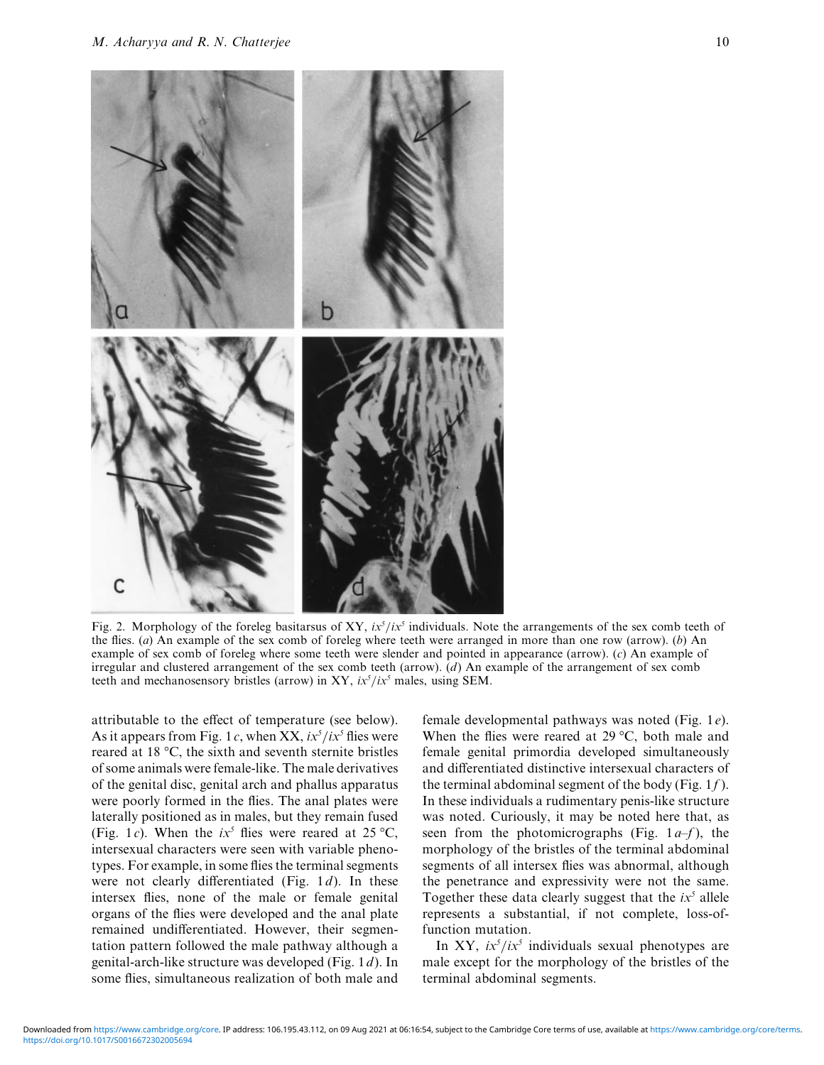Fig. 2. Morphology of the foreleg basitarsus of XY, $ix^5/ix^5$ individuals. Note the arrangements of the sex comb teeth of the flies. (*a*) An example of the sex comb of foreleg where teeth were arranged in more than one row (arrow). (*b*) An example of sex comb of foreleg where some teeth were slender and pointed in appearance (arrow). (*c*) An example of irregular and clustered arrangement of the sex comb teeth (arrow). (*d*) An example of the arrangement of sex comb teeth and mechanosensory bristles (arrow) in XY, $ix^5/ix^5$ males, using SEM.

attributable to the effect of temperature (see below). As it appears from Fig. 1*c*, when XX, $ix^5/ix^5$ flies were reared at 18 °C, the sixth and seventh sternite bristles of some animals were female-like. The male derivatives of the genital disc, genital arch and phallus apparatus were poorly formed in the flies. The anal plates were laterally positioned as in males, but they remain fused (Fig. 1*c*). When the $ix^5$ flies were reared at 25 °C, intersexual characters were seen with variable phenotypes. For example, in some flies the terminal segments were not clearly differentiated (Fig. 1*d*). In these intersex flies, none of the male or female genital organs of the flies were developed and the anal plate remained undifferentiated. However, their segmentation pattern followed the male pathway although a genital-arch-like structure was developed (Fig. 1*d*). In some flies, simultaneous realization of both male and female developmental pathways was noted (Fig. 1*e*). When the flies were reared at 29 °C, both male and female genital primordia developed simultaneously and differentiated distinctive intersexual characters of the terminal abdominal segment of the body (Fig. 1*f*). In these individuals a rudimentary penis-like structure was noted. Curiously, it may be noted here that, as seen from the photomicrographs (Fig. 1*a*–*f*), the morphology of the bristles of the terminal abdominal segments of all intersex flies was abnormal, although the penetrance and expressivity were not the same. Together these data clearly suggest that the $ix^5$ allele represents a substantial, if not complete, loss-of-function mutation.

In XY, $ix^5/ix^5$ individuals sexual phenotypes are male except for the morphology of the bristles of the terminal abdominal segments.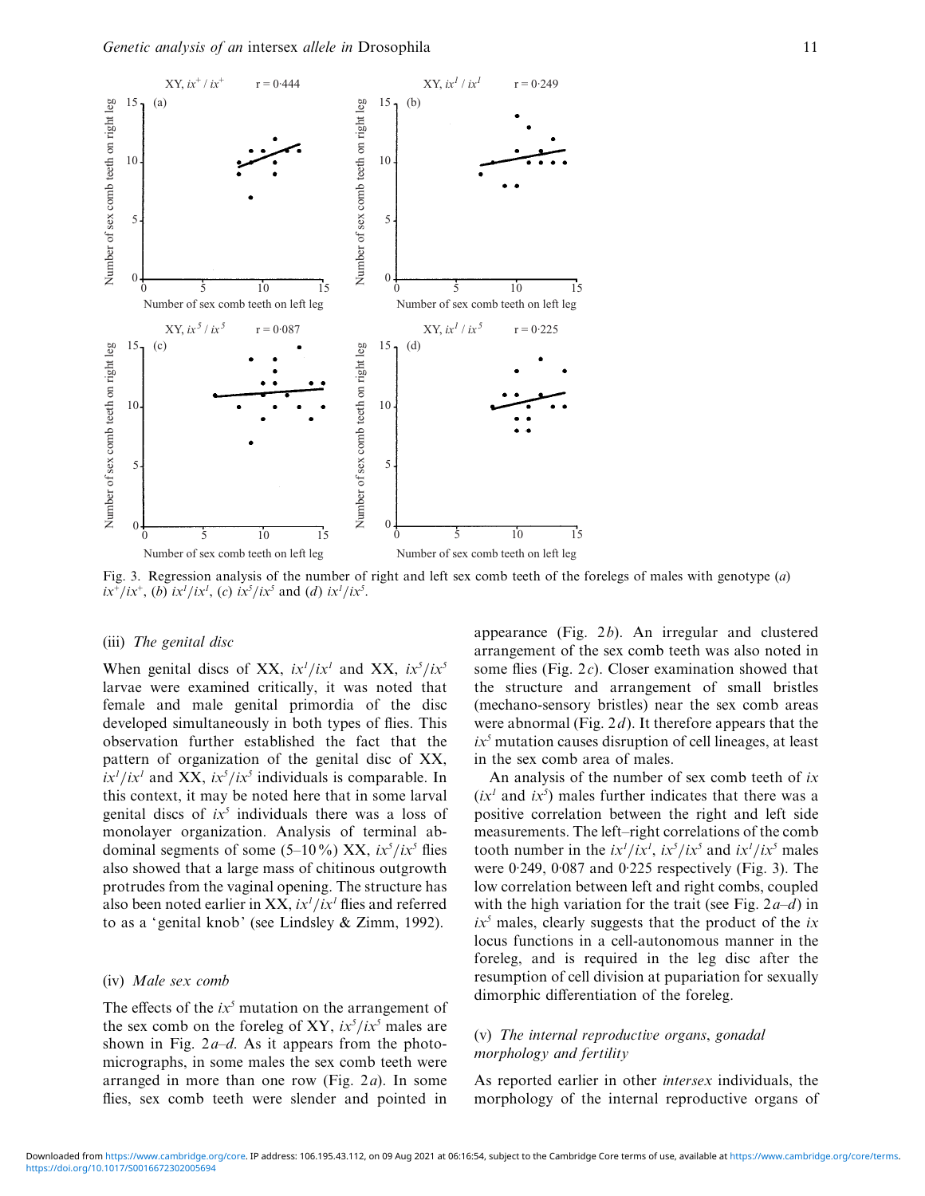Fig. 3. Regression analysis of the number of right and left sex comb teeth of the forelegs of males with genotype (*a*) $ix^+/ix^+$, (*b*) $ix^1/ix^1$, (*c*) $ix^5/ix^5$ and (*d*) $ix^1/ix^5$.

### (iii) *The genital disc*

When genital discs of XX, $ix^1/ix^1$ and XX, $ix^5/ix^5$ larvae were examined critically, it was noted that female and male genital primordia of the disc developed simultaneously in both types of flies. This observation further established the fact that the pattern of organization of the genital disc of XX, $ix^1/ix^1$ and XX, $ix^5/ix^5$ individuals is comparable. In this context, it may be noted here that in some larval genital discs of $ix^5$ individuals there was a loss of monolayer organization. Analysis of terminal abdominal segments of some (5–10%) XX, $ix^5/ix^5$ flies also showed that a large mass of chitinous outgrowth protrudes from the vaginal opening. The structure has also been noted earlier in XX, $ix^1/ix^1$ flies and referred to as a 'genital knob' (see Lindsley & Zimm, 1992).

### (iv) *Male sex comb*

The effects of the $ix^5$ mutation on the arrangement of the sex comb on the foreleg of XY, $ix^5/ix^5$ males are shown in Fig. 2*a–d*. As it appears from the photomicrographs, in some males the sex comb teeth were arranged in more than one row (Fig. 2*a*). In some flies, sex comb teeth were slender and pointed in appearance (Fig. 2*b*). An irregular and clustered arrangement of the sex comb teeth was also noted in some flies (Fig. 2*c*). Closer examination showed that the structure and arrangement of small bristles (mechano-sensory bristles) near the sex comb areas were abnormal (Fig. 2*d*). It therefore appears that the $ix^5$ mutation causes disruption of cell lineages, at least in the sex comb area of males.

An analysis of the number of sex comb teeth of *ix* ($ix^1$ and $ix^5$) males further indicates that there was a positive correlation between the right and left side measurements. The left–right correlations of the comb tooth number in the $ix^1/ix^1$, $ix^5/ix^5$ and $ix^1/ix^5$ males were 0·249, 0·087 and 0·225 respectively (Fig. 3). The low correlation between left and right combs, coupled with the high variation for the trait (see Fig. 2*a–d*) in $ix^5$ males, clearly suggests that the product of the *ix* locus functions in a cell-autonomous manner in the foreleg, and is required in the leg disc after the resumption of cell division at pupariation for sexually dimorphic differentiation of the foreleg.

### (v) *The internal reproductive organs, gonadal morphology and fertility*

As reported earlier in other *intersex* individuals, the morphology of the internal reproductive organs of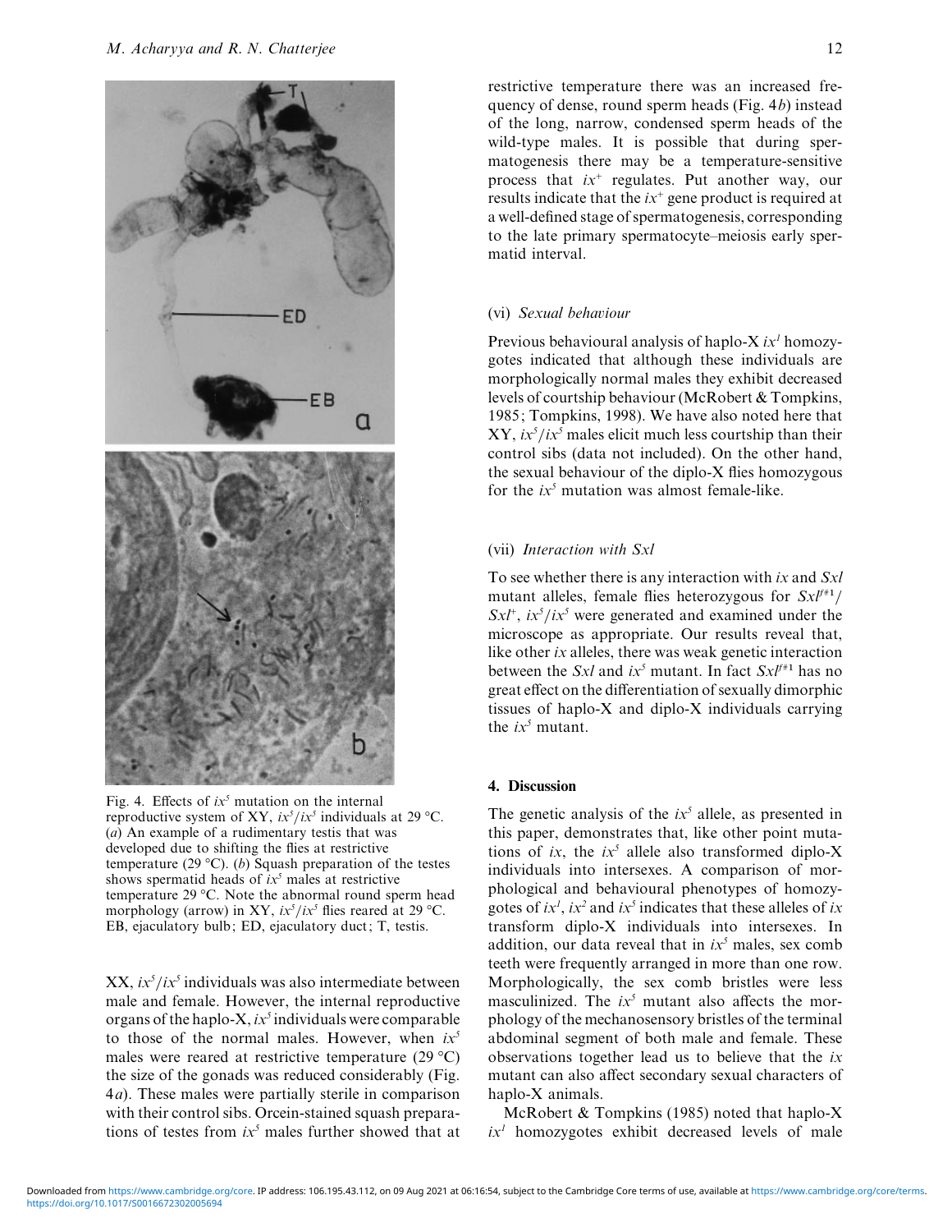Fig. 4. Effects of $ix^5$ mutation on the internal reproductive system of XY, $ix^5/ix^5$ individuals at 29 °C. (*a*) An example of a rudimentary testis that was developed due to shifting the flies at restrictive temperature (29 °C). (*b*) Squash preparation of the testes shows spermatid heads of $ix^5$ males at restrictive temperature 29 °C. Note the abnormal round sperm head morphology (arrow) in XY, $ix^5/ix^5$ flies reared at 29 °C. EB, ejaculatory bulb; ED, ejaculatory duct; T, testis.

XX, $ix^5/ix^5$ individuals was also intermediate between male and female. However, the internal reproductive organs of the haplo-X, $ix^5$ individuals were comparable to those of the normal males. However, when $ix^5$ males were reared at restrictive temperature (29 °C) the size of the gonads was reduced considerably (Fig. 4*a*). These males were partially sterile in comparison with their control sibs. Orcein-stained squash preparations of testes from $ix^5$ males further showed that at restrictive temperature there was an increased frequency of dense, round sperm heads (Fig. 4*b*) instead of the long, narrow, condensed sperm heads of the wild-type males. It is possible that during spermatogenesis there may be a temperature-sensitive process that $ix^+$ regulates. Put another way, our results indicate that the $ix^+$ gene product is required at a well-defined stage of spermatogenesis, corresponding to the late primary spermatocyte–meiosis early spermatid interval.

### (vi) *Sexual behaviour*

Previous behavioural analysis of haplo-X $ix^1$ homozygotes indicated that although these individuals are morphologically normal males they exhibit decreased levels of courtship behaviour (McRobert & Tompkins, 1985; Tompkins, 1998). We have also noted here that XY, $ix^5/ix^5$ males elicit much less courtship than their control sibs (data not included). On the other hand, the sexual behaviour of the diplo-X flies homozygous for the $ix^5$ mutation was almost female-like.

### (vii) *Interaction with Sxl*

To see whether there is any interaction with *ix* and *Sxl* mutant alleles, female flies heterozygous for $Sxl^{f\#1}/Sxl^+$, $ix^5/ix^5$ were generated and examined under the microscope as appropriate. Our results reveal that, like other *ix* alleles, there was weak genetic interaction between the *Sxl* and $ix^5$ mutant. In fact $Sxl^{f\#1}$ has no great effect on the differentiation of sexually dimorphic tissues of haplo-X and diplo-X individuals carrying the $ix^5$ mutant.

## 4. Discussion

The genetic analysis of the $ix^5$ allele, as presented in this paper, demonstrates that, like other point mutations of *ix*, the $ix^5$ allele also transformed diplo-X individuals into intersexes. A comparison of morphological and behavioural phenotypes of homozygotes of $ix^1$, $ix^2$ and $ix^5$ indicates that these alleles of *ix* transform diplo-X individuals into intersexes. In addition, our data reveal that in $ix^5$ males, sex comb teeth were frequently arranged in more than one row. Morphologically, the sex comb bristles were less masculinized. The $ix^5$ mutant also affects the morphology of the mechanosensory bristles of the terminal abdominal segment of both male and female. These observations together lead us to believe that the *ix* mutant can also affect secondary sexual characters of haplo-X animals.

McRobert & Tompkins (1985) noted that haplo-X $ix^1$ homozygotes exhibit decreased levels of male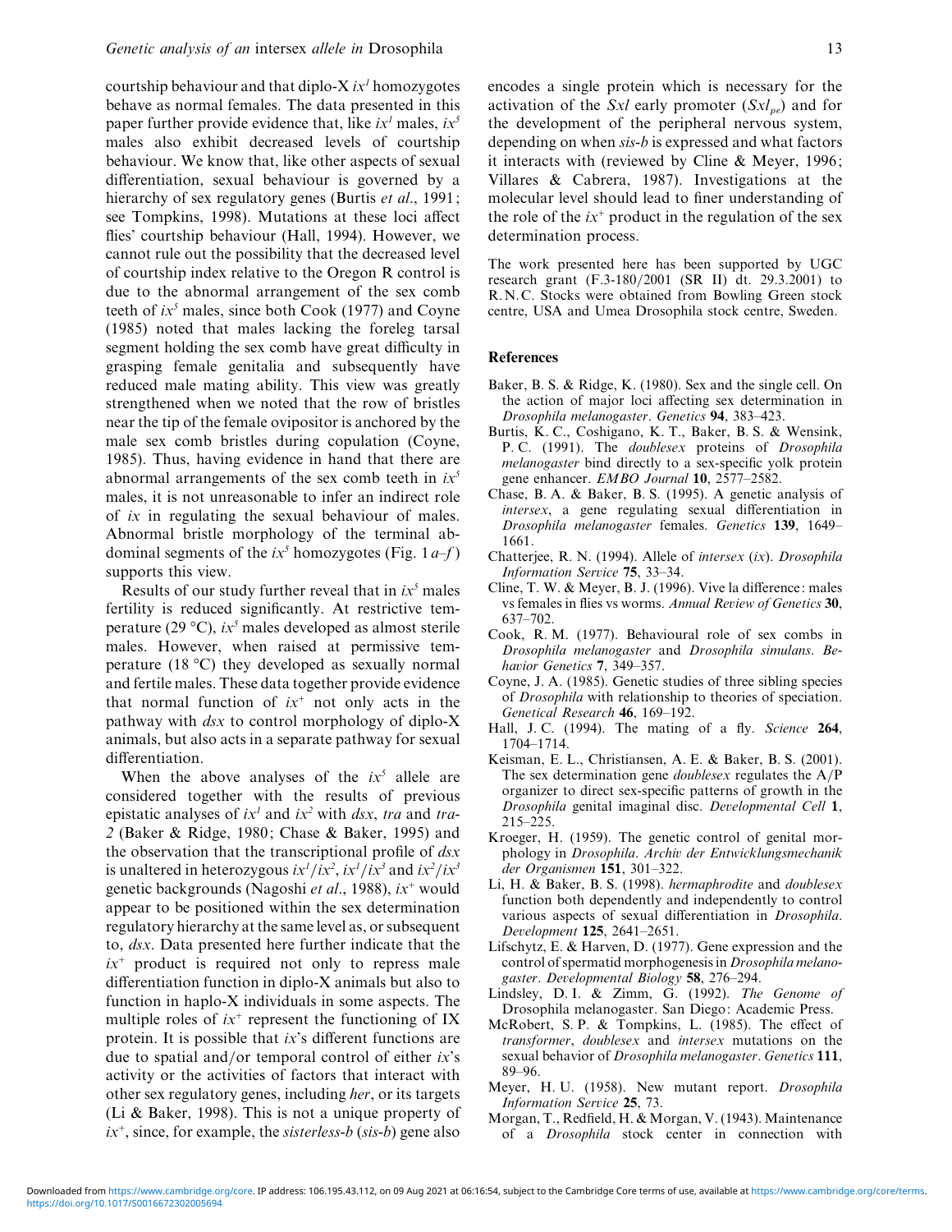courtship behaviour and that diplo-X $ix^1$ homozygotes behave as normal females. The data presented in this paper further provide evidence that, like $ix^1$ males, $ix^5$ males also exhibit decreased levels of courtship behaviour. We know that, like other aspects of sexual differentiation, sexual behaviour is governed by a hierarchy of sex regulatory genes (Burtis *et al*., 1991; see Tompkins, 1998). Mutations at these loci affect flies' courtship behaviour (Hall, 1994). However, we cannot rule out the possibility that the decreased level of courtship index relative to the Oregon R control is due to the abnormal arrangement of the sex comb teeth of $ix^5$ males, since both Cook (1977) and Coyne (1985) noted that males lacking the foreleg tarsal segment holding the sex comb have great difficulty in grasping female genitalia and subsequently have reduced male mating ability. This view was greatly strengthened when we noted that the row of bristles near the tip of the female ovipositor is anchored by the male sex comb bristles during copulation (Coyne, 1985). Thus, having evidence in hand that there are abnormal arrangements of the sex comb teeth in $ix^5$ males, it is not unreasonable to infer an indirect role of *ix* in regulating the sexual behaviour of males. Abnormal bristle morphology of the terminal abdominal segments of the $ix^5$ homozygotes (Fig. 1 *a*–*f*) supports this view.

Results of our study further reveal that in $ix^5$ males fertility is reduced significantly. At restrictive temperature (29 °C), $ix^5$ males developed as almost sterile males. However, when raised at permissive temperature (18 °C) they developed as sexually normal and fertile males. These data together provide evidence that normal function of $ix^+$ not only acts in the pathway with *dsx* to control morphology of diplo-X animals, but also acts in a separate pathway for sexual differentiation.

When the above analyses of the $ix^5$ allele are considered together with the results of previous epistatic analyses of $ix^1$ and $ix^2$ with *dsx*, *tra* and *tra-2* (Baker & Ridge, 1980; Chase & Baker, 1995) and the observation that the transcriptional profile of *dsx* is unaltered in heterozygous $ix^1/ix^2$, $ix^1/ix^3$ and $ix^2/ix^3$ genetic backgrounds (Nagoshi *et al*., 1988), $ix^+$ would appear to be positioned within the sex determination regulatory hierarchy at the same level as, or subsequent to, *dsx*. Data presented here further indicate that the $ix^+$ product is required not only to repress male differentiation function in diplo-X animals but also to function in haplo-X individuals in some aspects. The multiple roles of $ix^+$ represent the functioning of IX protein. It is possible that *ix*'s different functions are due to spatial and/or temporal control of either *ix*'s activity or the activities of factors that interact with other sex regulatory genes, including *her*, or its targets (Li & Baker, 1998). This is not a unique property of $ix^+$, since, for example, the *sisterless-b* (*sis-b*) gene also encodes a single protein which is necessary for the activation of the *Sxl* early promoter ($Sxl_{pe}$) and for the development of the peripheral nervous system, depending on when *sis-b* is expressed and what factors it interacts with (reviewed by Cline & Meyer, 1996; Villares & Cabrera, 1987). Investigations at the molecular level should lead to finer understanding of the role of the $ix^+$ product in the regulation of the sex determination process.

The work presented here has been supported by UGC research grant (F.3-180/2001 (SR II) dt. 29.3.2001) to R.N.C. Stocks were obtained from Bowling Green stock centre, USA and Umea Drosophila stock centre, Sweden.

## References

Baker, B. S. & Ridge, K. (1980). Sex and the single cell. On the action of major loci affecting sex determination in *Drosophila melanogaster*. *Genetics* **94**, 383–423.

Burtis, K. C., Coshigano, K. T., Baker, B. S. & Wensink, P. C. (1991). The *doublesex* proteins of *Drosophila melanogaster* bind directly to a sex-specific yolk protein gene enhancer. *EMBO Journal* **10**, 2577–2582.

Chase, B. A. & Baker, B. S. (1995). A genetic analysis of *intersex*, a gene regulating sexual differentiation in *Drosophila melanogaster* females. *Genetics* **139**, 1649–1661.

Chatterjee, R. N. (1994). Allele of *intersex* (*ix*). *Drosophila Information Service* **75**, 33–34.

Cline, T. W. & Meyer, B. J. (1996). Vive la difference: males vs females in flies vs worms. *Annual Review of Genetics* **30**, 637–702.

Cook, R. M. (1977). Behavioural role of sex combs in *Drosophila melanogaster* and *Drosophila simulans*. *Behavior Genetics* **7**, 349–357.

Coyne, J. A. (1985). Genetic studies of three sibling species of *Drosophila* with relationship to theories of speciation. *Genetical Research* **46**, 169–192.

Hall, J. C. (1994). The mating of a fly. *Science* **264**, 1704–1714.

Keisman, E. L., Christiansen, A. E. & Baker, B. S. (2001). The sex determination gene *doublesex* regulates the A/P organizer to direct sex-specific patterns of growth in the *Drosophila* genital imaginal disc. *Developmental Cell* **1**, 215–225.

Kroeger, H. (1959). The genetic control of genital morphology in *Drosophila*. *Archiv der Entwicklungsmechanik der Organismen* **151**, 301–322.

Li, H. & Baker, B. S. (1998). *hermaphrodite* and *doublesex* function both dependently and independently to control various aspects of sexual differentiation in *Drosophila*. *Development* **125**, 2641–2651.

Lifschytz, E. & Harven, D. (1977). Gene expression and the control of spermatid morphogenesis in *Drosophila melanogaster*. *Developmental Biology* **58**, 276–294.

Lindsley, D. I. & Zimm, G. (1992). *The Genome of* Drosophila melanogaster. San Diego: Academic Press.

McRobert, S. P. & Tompkins, L. (1985). The effect of *transformer*, *doublesex* and *intersex* mutations on the sexual behavior of *Drosophila melanogaster*. *Genetics* **111**, 89–96.

Meyer, H. U. (1958). New mutant report. *Drosophila Information Service* **25**, 73.

Morgan, T., Redfield, H. & Morgan, V. (1943). Maintenance of a *Drosophila* stock center in connection with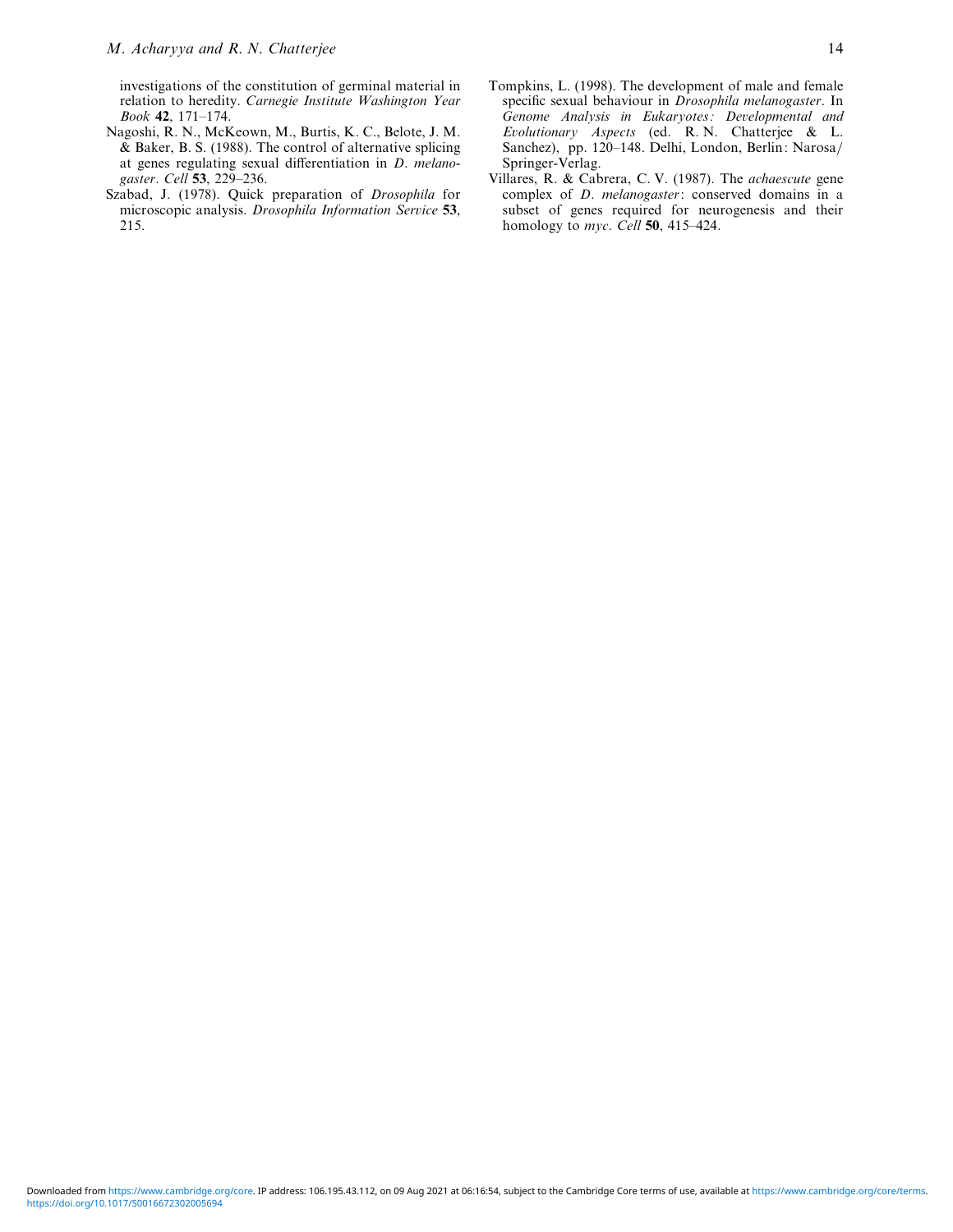investigations of the constitution of germinal material in relation to heredity. *Carnegie Institute Washington Year Book* **42**, 171–174.

Nagoshi, R. N., McKeown, M., Burtis, K. C., Belote, J. M. & Baker, B. S. (1988). The control of alternative splicing at genes regulating sexual differentiation in *D. melanogaster*. *Cell* **53**, 229–236.

Szabad, J. (1978). Quick preparation of *Drosophila* for microscopic analysis. *Drosophila Information Service* **53**, 215.

Tompkins, L. (1998). The development of male and female specific sexual behaviour in *Drosophila melanogaster*. In *Genome Analysis in Eukaryotes: Developmental and Evolutionary Aspects* (ed. R. N. Chatterjee & L. Sanchez), pp. 120–148. Delhi, London, Berlin: Narosa/Springer-Verlag.

Villares, R. & Cabrera, C. V. (1987). The *achaescute* gene complex of *D. melanogaster*: conserved domains in a subset of genes required for neurogenesis and their homology to *myc*. *Cell* **50**, 415–424.